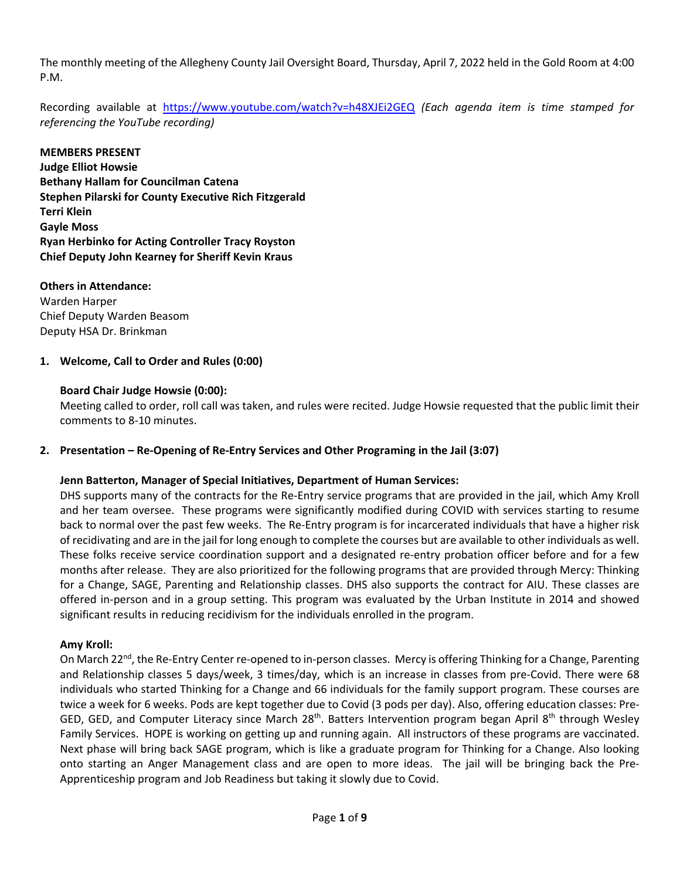The monthly meeting of the Allegheny County Jail Oversight Board, Thursday, April 7, 2022 held in the Gold Room at 4:00 P.M.

Recording available at [https://www.youtube.com/watch?v=h48XJEi2GEQ](https://www.youtube.com/watch?v=h48XJEi2GEQ) *(Each agenda item is time stamped for referencing the YouTube recording)*

**MEMBERS PRESENT**
**Judge Elliot Howsie**
**Bethany Hallam for Councilman Catena**
**Stephen Pilarski for County Executive Rich Fitzgerald**
**Terri Klein**
**Gayle Moss**
**Ryan Herbinko for Acting Controller Tracy Royston**
**Chief Deputy John Kearney for Sheriff Kevin Kraus**

**Others in Attendance:**
Warden Harper
Chief Deputy Warden Beasom
Deputy HSA Dr. Brinkman

**1. Welcome, Call to Order and Rules (0:00)**

**Board Chair Judge Howsie (0:00):**
Meeting called to order, roll call was taken, and rules were recited. Judge Howsie requested that the public limit their comments to 8-10 minutes.

**2. Presentation – Re-Opening of Re-Entry Services and Other Programing in the Jail (3:07)**

**Jenn Batterton, Manager of Special Initiatives, Department of Human Services:**
DHS supports many of the contracts for the Re-Entry service programs that are provided in the jail, which Amy Kroll and her team oversee. These programs were significantly modified during COVID with services starting to resume back to normal over the past few weeks. The Re-Entry program is for incarcerated individuals that have a higher risk of recidivating and are in the jail for long enough to complete the courses but are available to other individuals as well. These folks receive service coordination support and a designated re-entry probation officer before and for a few months after release. They are also prioritized for the following programs that are provided through Mercy: Thinking for a Change, SAGE, Parenting and Relationship classes. DHS also supports the contract for AIU. These classes are offered in-person and in a group setting. This program was evaluated by the Urban Institute in 2014 and showed significant results in reducing recidivism for the individuals enrolled in the program.

**Amy Kroll:**
On March 22nd, the Re-Entry Center re-opened to in-person classes. Mercy is offering Thinking for a Change, Parenting and Relationship classes 5 days/week, 3 times/day, which is an increase in classes from pre-Covid. There were 68 individuals who started Thinking for a Change and 66 individuals for the family support program. These courses are twice a week for 6 weeks. Pods are kept together due to Covid (3 pods per day). Also, offering education classes: Pre-GED, GED, and Computer Literacy since March 28th. Batters Intervention program began April 8th through Wesley Family Services. HOPE is working on getting up and running again. All instructors of these programs are vaccinated. Next phase will bring back SAGE program, which is like a graduate program for Thinking for a Change. Also looking onto starting an Anger Management class and are open to more ideas. The jail will be bringing back the Pre-Apprenticeship program and Job Readiness but taking it slowly due to Covid.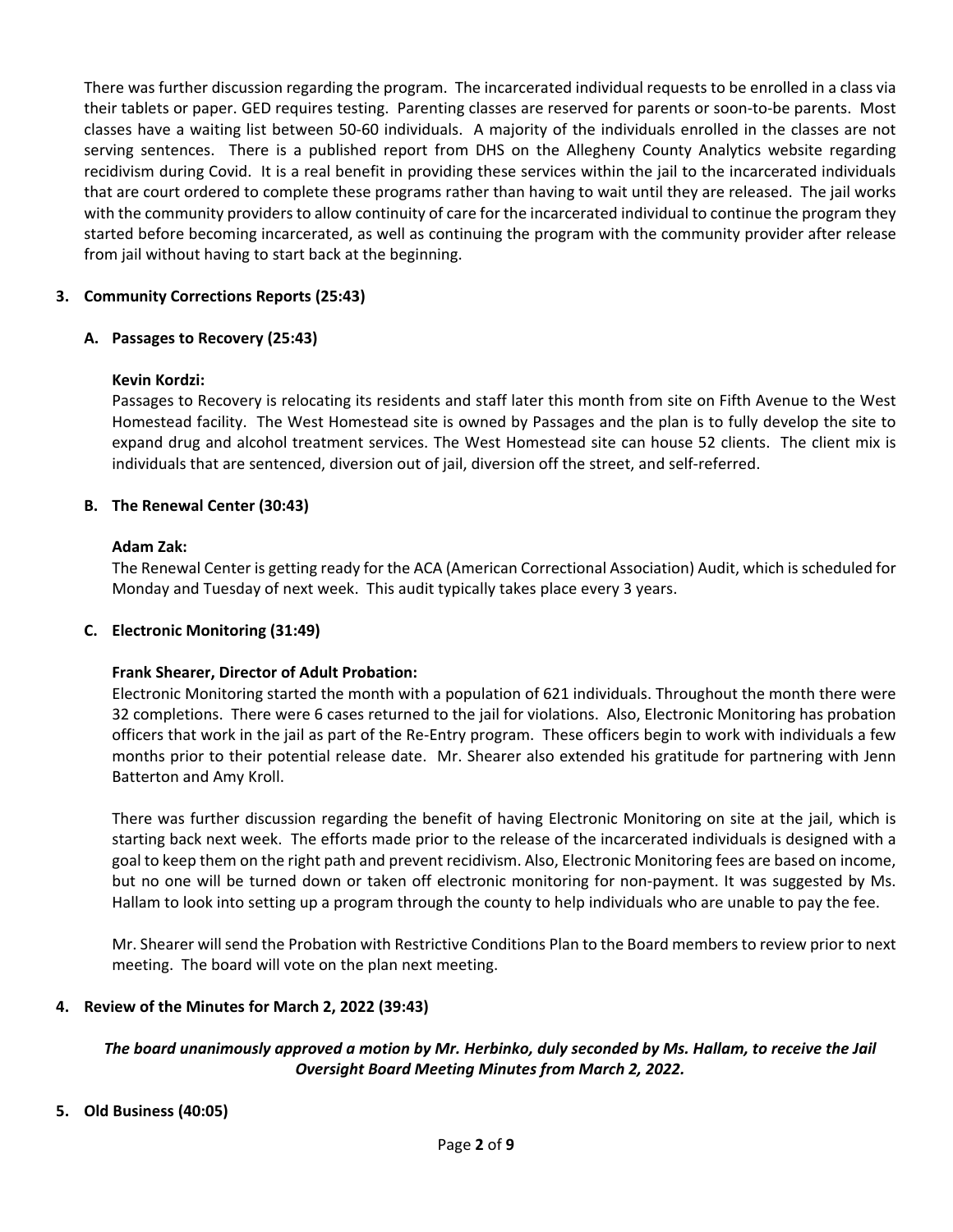There was further discussion regarding the program. The incarcerated individual requests to be enrolled in a class via their tablets or paper. GED requires testing. Parenting classes are reserved for parents or soon-to-be parents. Most classes have a waiting list between 50-60 individuals. A majority of the individuals enrolled in the classes are not serving sentences. There is a published report from DHS on the Allegheny County Analytics website regarding recidivism during Covid. It is a real benefit in providing these services within the jail to the incarcerated individuals that are court ordered to complete these programs rather than having to wait until they are released. The jail works with the community providers to allow continuity of care for the incarcerated individual to continue the program they started before becoming incarcerated, as well as continuing the program with the community provider after release from jail without having to start back at the beginning.

**3. Community Corrections Reports (25:43)**

**A. Passages to Recovery (25:43)**

**Kevin Kordzi:**
Passages to Recovery is relocating its residents and staff later this month from site on Fifth Avenue to the West Homestead facility. The West Homestead site is owned by Passages and the plan is to fully develop the site to expand drug and alcohol treatment services. The West Homestead site can house 52 clients. The client mix is individuals that are sentenced, diversion out of jail, diversion off the street, and self-referred.

**B. The Renewal Center (30:43)**

**Adam Zak:**
The Renewal Center is getting ready for the ACA (American Correctional Association) Audit, which is scheduled for Monday and Tuesday of next week. This audit typically takes place every 3 years.

**C. Electronic Monitoring (31:49)**

**Frank Shearer, Director of Adult Probation:**
Electronic Monitoring started the month with a population of 621 individuals. Throughout the month there were 32 completions. There were 6 cases returned to the jail for violations. Also, Electronic Monitoring has probation officers that work in the jail as part of the Re-Entry program. These officers begin to work with individuals a few months prior to their potential release date. Mr. Shearer also extended his gratitude for partnering with Jenn Batterton and Amy Kroll.

There was further discussion regarding the benefit of having Electronic Monitoring on site at the jail, which is starting back next week. The efforts made prior to the release of the incarcerated individuals is designed with a goal to keep them on the right path and prevent recidivism. Also, Electronic Monitoring fees are based on income, but no one will be turned down or taken off electronic monitoring for non-payment. It was suggested by Ms. Hallam to look into setting up a program through the county to help individuals who are unable to pay the fee.

Mr. Shearer will send the Probation with Restrictive Conditions Plan to the Board members to review prior to next meeting. The board will vote on the plan next meeting.

**4. Review of the Minutes for March 2, 2022 (39:43)**

***The board unanimously approved a motion by Mr. Herbinko, duly seconded by Ms. Hallam, to receive the Jail Oversight Board Meeting Minutes from March 2, 2022.***

**5. Old Business (40:05)**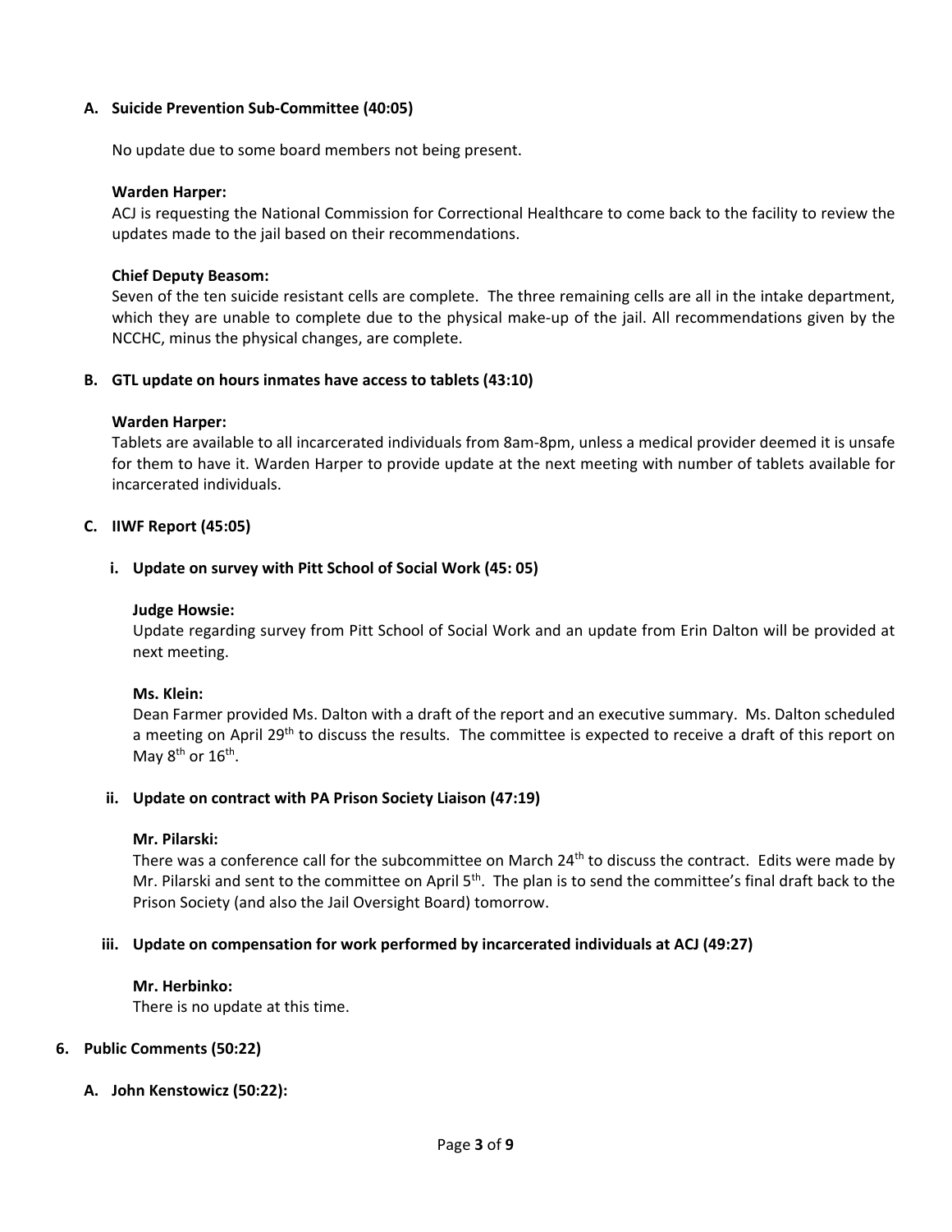**A. Suicide Prevention Sub-Committee (40:05)**

No update due to some board members not being present.

**Warden Harper:**
ACJ is requesting the National Commission for Correctional Healthcare to come back to the facility to review the updates made to the jail based on their recommendations.

**Chief Deputy Beasom:**
Seven of the ten suicide resistant cells are complete. The three remaining cells are all in the intake department, which they are unable to complete due to the physical make-up of the jail. All recommendations given by the NCCHC, minus the physical changes, are complete.

**B. GTL update on hours inmates have access to tablets (43:10)**

**Warden Harper:**
Tablets are available to all incarcerated individuals from 8am-8pm, unless a medical provider deemed it is unsafe for them to have it. Warden Harper to provide update at the next meeting with number of tablets available for incarcerated individuals.

**C. IIWF Report (45:05)**

**i. Update on survey with Pitt School of Social Work (45: 05)**

**Judge Howsie:**
Update regarding survey from Pitt School of Social Work and an update from Erin Dalton will be provided at next meeting.

**Ms. Klein:**
Dean Farmer provided Ms. Dalton with a draft of the report and an executive summary. Ms. Dalton scheduled a meeting on April 29th to discuss the results. The committee is expected to receive a draft of this report on May 8th or 16th.

**ii. Update on contract with PA Prison Society Liaison (47:19)**

**Mr. Pilarski:**
There was a conference call for the subcommittee on March 24th to discuss the contract. Edits were made by Mr. Pilarski and sent to the committee on April 5th. The plan is to send the committee's final draft back to the Prison Society (and also the Jail Oversight Board) tomorrow.

**iii. Update on compensation for work performed by incarcerated individuals at ACJ (49:27)**

**Mr. Herbinko:**
There is no update at this time.

**6. Public Comments (50:22)**

**A. John Kenstowicz (50:22):**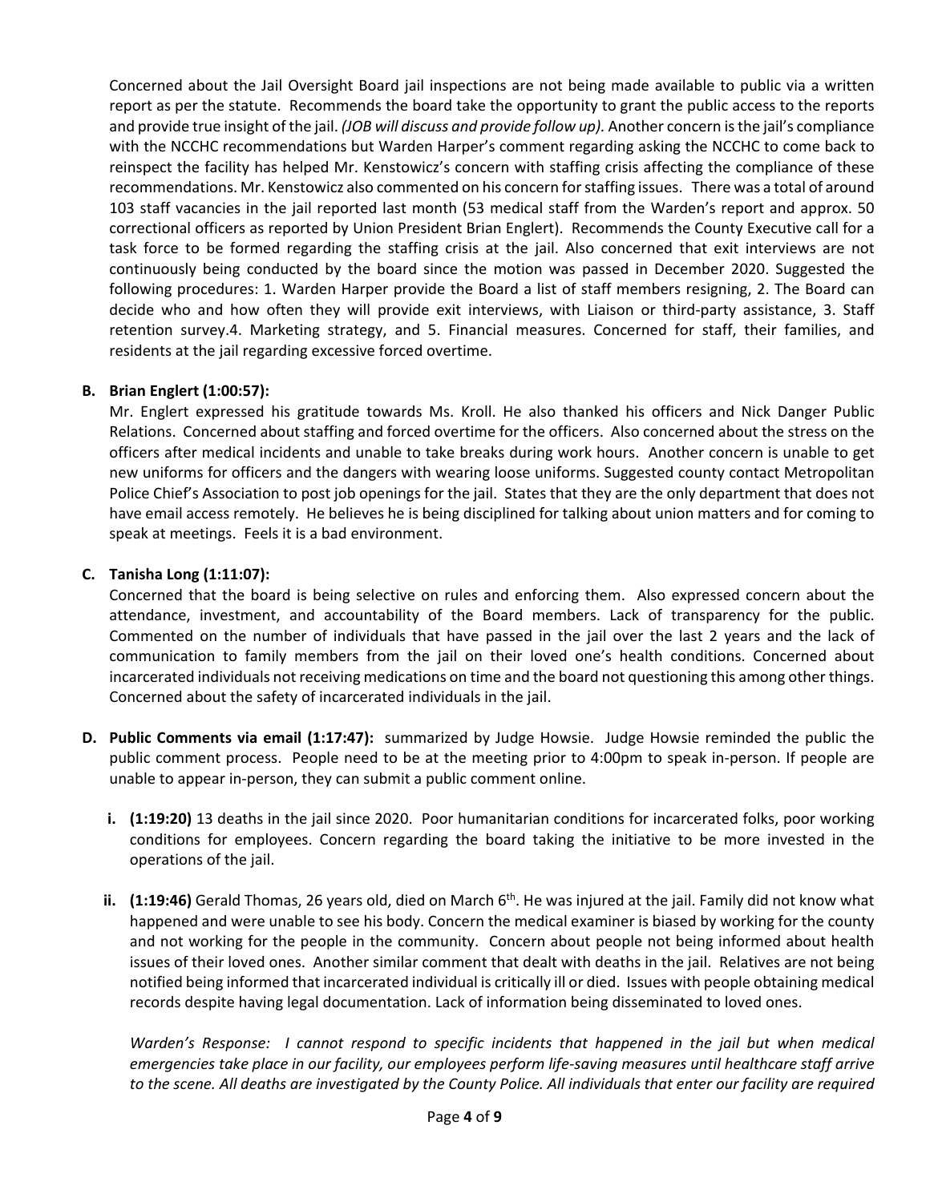Concerned about the Jail Oversight Board jail inspections are not being made available to public via a written report as per the statute. Recommends the board take the opportunity to grant the public access to the reports and provide true insight of the jail. *(JOB will discuss and provide follow up).* Another concern is the jail's compliance with the NCCHC recommendations but Warden Harper's comment regarding asking the NCCHC to come back to reinspect the facility has helped Mr. Kenstowicz's concern with staffing crisis affecting the compliance of these recommendations. Mr. Kenstowicz also commented on his concern for staffing issues. There was a total of around 103 staff vacancies in the jail reported last month (53 medical staff from the Warden's report and approx. 50 correctional officers as reported by Union President Brian Englert). Recommends the County Executive call for a task force to be formed regarding the staffing crisis at the jail. Also concerned that exit interviews are not continuously being conducted by the board since the motion was passed in December 2020. Suggested the following procedures: 1. Warden Harper provide the Board a list of staff members resigning, 2. The Board can decide who and how often they will provide exit interviews, with Liaison or third-party assistance, 3. Staff retention survey.4. Marketing strategy, and 5. Financial measures. Concerned for staff, their families, and residents at the jail regarding excessive forced overtime.

**B. Brian Englert (1:00:57):**

Mr. Englert expressed his gratitude towards Ms. Kroll. He also thanked his officers and Nick Danger Public Relations. Concerned about staffing and forced overtime for the officers. Also concerned about the stress on the officers after medical incidents and unable to take breaks during work hours. Another concern is unable to get new uniforms for officers and the dangers with wearing loose uniforms. Suggested county contact Metropolitan Police Chief's Association to post job openings for the jail. States that they are the only department that does not have email access remotely. He believes he is being disciplined for talking about union matters and for coming to speak at meetings. Feels it is a bad environment.

**C. Tanisha Long (1:11:07):**

Concerned that the board is being selective on rules and enforcing them. Also expressed concern about the attendance, investment, and accountability of the Board members. Lack of transparency for the public. Commented on the number of individuals that have passed in the jail over the last 2 years and the lack of communication to family members from the jail on their loved one's health conditions. Concerned about incarcerated individuals not receiving medications on time and the board not questioning this among other things. Concerned about the safety of incarcerated individuals in the jail.

**D. Public Comments via email (1:17:47):** summarized by Judge Howsie. Judge Howsie reminded the public the public comment process. People need to be at the meeting prior to 4:00pm to speak in-person. If people are unable to appear in-person, they can submit a public comment online.

**i. (1:19:20)** 13 deaths in the jail since 2020. Poor humanitarian conditions for incarcerated folks, poor working conditions for employees. Concern regarding the board taking the initiative to be more invested in the operations of the jail.

**ii. (1:19:46)** Gerald Thomas, 26 years old, died on March 6th. He was injured at the jail. Family did not know what happened and were unable to see his body. Concern the medical examiner is biased by working for the county and not working for the people in the community. Concern about people not being informed about health issues of their loved ones. Another similar comment that dealt with deaths in the jail. Relatives are not being notified being informed that incarcerated individual is critically ill or died. Issues with people obtaining medical records despite having legal documentation. Lack of information being disseminated to loved ones.

*Warden's Response: I cannot respond to specific incidents that happened in the jail but when medical emergencies take place in our facility, our employees perform life-saving measures until healthcare staff arrive to the scene. All deaths are investigated by the County Police. All individuals that enter our facility are required*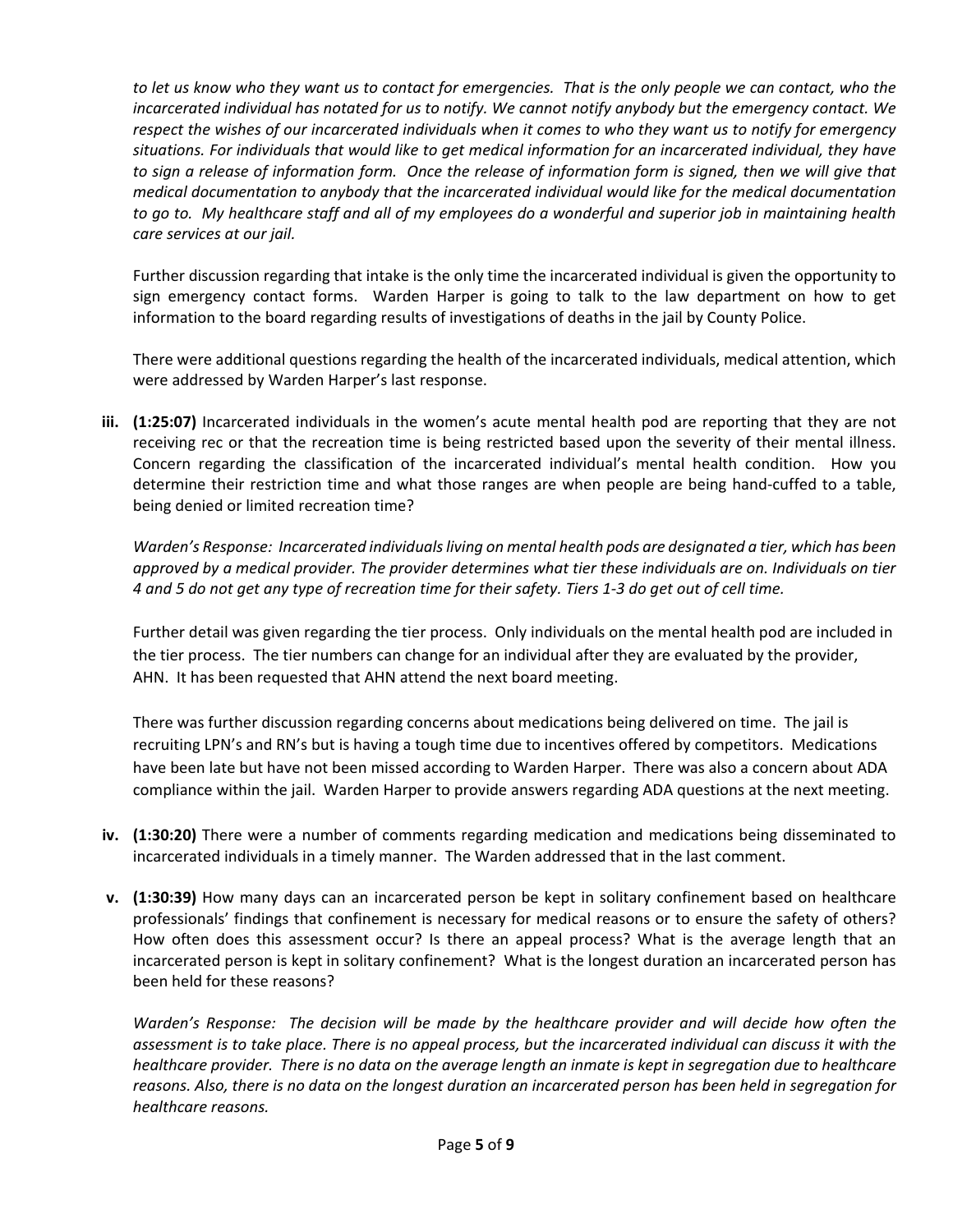*to let us know who they want us to contact for emergencies. That is the only people we can contact, who the incarcerated individual has notated for us to notify. We cannot notify anybody but the emergency contact. We respect the wishes of our incarcerated individuals when it comes to who they want us to notify for emergency situations. For individuals that would like to get medical information for an incarcerated individual, they have to sign a release of information form. Once the release of information form is signed, then we will give that medical documentation to anybody that the incarcerated individual would like for the medical documentation to go to. My healthcare staff and all of my employees do a wonderful and superior job in maintaining health care services at our jail.*

Further discussion regarding that intake is the only time the incarcerated individual is given the opportunity to sign emergency contact forms. Warden Harper is going to talk to the law department on how to get information to the board regarding results of investigations of deaths in the jail by County Police.

There were additional questions regarding the health of the incarcerated individuals, medical attention, which were addressed by Warden Harper's last response.

**iii. (1:25:07)** Incarcerated individuals in the women's acute mental health pod are reporting that they are not receiving rec or that the recreation time is being restricted based upon the severity of their mental illness. Concern regarding the classification of the incarcerated individual's mental health condition. How you determine their restriction time and what those ranges are when people are being hand-cuffed to a table, being denied or limited recreation time?

*Warden's Response: Incarcerated individuals living on mental health pods are designated a tier, which has been approved by a medical provider. The provider determines what tier these individuals are on. Individuals on tier 4 and 5 do not get any type of recreation time for their safety. Tiers 1-3 do get out of cell time.*

Further detail was given regarding the tier process. Only individuals on the mental health pod are included in the tier process. The tier numbers can change for an individual after they are evaluated by the provider, AHN. It has been requested that AHN attend the next board meeting.

There was further discussion regarding concerns about medications being delivered on time. The jail is recruiting LPN's and RN's but is having a tough time due to incentives offered by competitors. Medications have been late but have not been missed according to Warden Harper. There was also a concern about ADA compliance within the jail. Warden Harper to provide answers regarding ADA questions at the next meeting.

**iv. (1:30:20)** There were a number of comments regarding medication and medications being disseminated to incarcerated individuals in a timely manner. The Warden addressed that in the last comment.

**v. (1:30:39)** How many days can an incarcerated person be kept in solitary confinement based on healthcare professionals' findings that confinement is necessary for medical reasons or to ensure the safety of others? How often does this assessment occur? Is there an appeal process? What is the average length that an incarcerated person is kept in solitary confinement? What is the longest duration an incarcerated person has been held for these reasons?

*Warden's Response: The decision will be made by the healthcare provider and will decide how often the assessment is to take place. There is no appeal process, but the incarcerated individual can discuss it with the healthcare provider. There is no data on the average length an inmate is kept in segregation due to healthcare reasons. Also, there is no data on the longest duration an incarcerated person has been held in segregation for healthcare reasons.*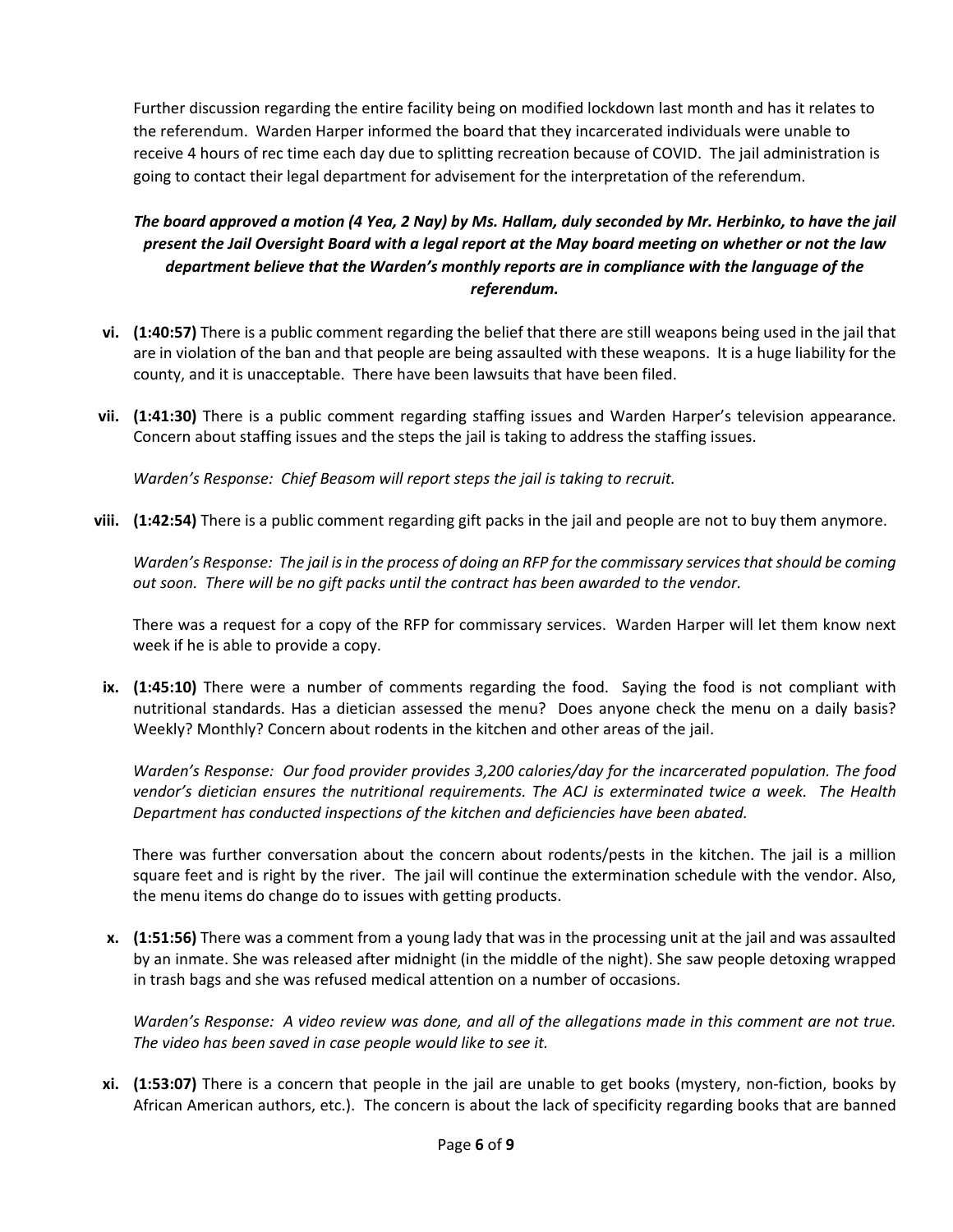Further discussion regarding the entire facility being on modified lockdown last month and has it relates to the referendum. Warden Harper informed the board that they incarcerated individuals were unable to receive 4 hours of rec time each day due to splitting recreation because of COVID. The jail administration is going to contact their legal department for advisement for the interpretation of the referendum.

***The board approved a motion (4 Yea, 2 Nay) by Ms. Hallam, duly seconded by Mr. Herbinko, to have the jail present the Jail Oversight Board with a legal report at the May board meeting on whether or not the law department believe that the Warden's monthly reports are in compliance with the language of the referendum.***

vi. **(1:40:57)** There is a public comment regarding the belief that there are still weapons being used in the jail that are in violation of the ban and that people are being assaulted with these weapons. It is a huge liability for the county, and it is unacceptable. There have been lawsuits that have been filed.

vii. **(1:41:30)** There is a public comment regarding staffing issues and Warden Harper's television appearance. Concern about staffing issues and the steps the jail is taking to address the staffing issues.

*Warden's Response: Chief Beasom will report steps the jail is taking to recruit.*

viii. **(1:42:54)** There is a public comment regarding gift packs in the jail and people are not to buy them anymore.

*Warden's Response: The jail is in the process of doing an RFP for the commissary services that should be coming out soon. There will be no gift packs until the contract has been awarded to the vendor.*

There was a request for a copy of the RFP for commissary services. Warden Harper will let them know next week if he is able to provide a copy.

ix. **(1:45:10)** There were a number of comments regarding the food. Saying the food is not compliant with nutritional standards. Has a dietician assessed the menu? Does anyone check the menu on a daily basis? Weekly? Monthly? Concern about rodents in the kitchen and other areas of the jail.

*Warden's Response: Our food provider provides 3,200 calories/day for the incarcerated population. The food vendor's dietician ensures the nutritional requirements. The ACJ is exterminated twice a week. The Health Department has conducted inspections of the kitchen and deficiencies have been abated.*

There was further conversation about the concern about rodents/pests in the kitchen. The jail is a million square feet and is right by the river. The jail will continue the extermination schedule with the vendor. Also, the menu items do change do to issues with getting products.

x. **(1:51:56)** There was a comment from a young lady that was in the processing unit at the jail and was assaulted by an inmate. She was released after midnight (in the middle of the night). She saw people detoxing wrapped in trash bags and she was refused medical attention on a number of occasions.

*Warden's Response: A video review was done, and all of the allegations made in this comment are not true. The video has been saved in case people would like to see it.*

xi. **(1:53:07)** There is a concern that people in the jail are unable to get books (mystery, non-fiction, books by African American authors, etc.). The concern is about the lack of specificity regarding books that are banned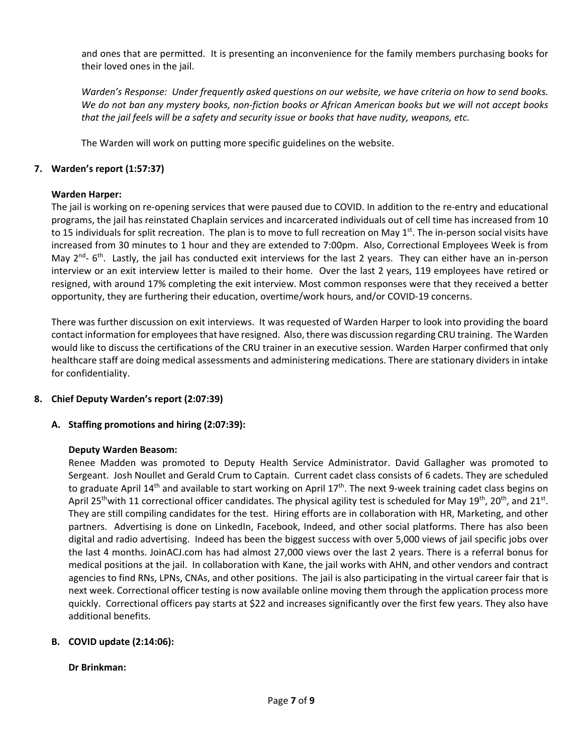and ones that are permitted. It is presenting an inconvenience for the family members purchasing books for their loved ones in the jail.

*Warden's Response: Under frequently asked questions on our website, we have criteria on how to send books. We do not ban any mystery books, non-fiction books or African American books but we will not accept books that the jail feels will be a safety and security issue or books that have nudity, weapons, etc.*

The Warden will work on putting more specific guidelines on the website.

## 7. Warden's report (1:57:37)

**Warden Harper:**

The jail is working on re-opening services that were paused due to COVID. In addition to the re-entry and educational programs, the jail has reinstated Chaplain services and incarcerated individuals out of cell time has increased from 10 to 15 individuals for split recreation. The plan is to move to full recreation on May 1st. The in-person social visits have increased from 30 minutes to 1 hour and they are extended to 7:00pm. Also, Correctional Employees Week is from May 2nd- 6th. Lastly, the jail has conducted exit interviews for the last 2 years. They can either have an in-person interview or an exit interview letter is mailed to their home. Over the last 2 years, 119 employees have retired or resigned, with around 17% completing the exit interview. Most common responses were that they received a better opportunity, they are furthering their education, overtime/work hours, and/or COVID-19 concerns.

There was further discussion on exit interviews. It was requested of Warden Harper to look into providing the board contact information for employees that have resigned. Also, there was discussion regarding CRU training. The Warden would like to discuss the certifications of the CRU trainer in an executive session. Warden Harper confirmed that only healthcare staff are doing medical assessments and administering medications. There are stationary dividers in intake for confidentiality.

## 8. Chief Deputy Warden's report (2:07:39)

### A. Staffing promotions and hiring (2:07:39):

**Deputy Warden Beasom:**

Renee Madden was promoted to Deputy Health Service Administrator. David Gallagher was promoted to Sergeant. Josh Noullet and Gerald Crum to Captain. Current cadet class consists of 6 cadets. They are scheduled to graduate April 14th and available to start working on April 17th. The next 9-week training cadet class begins on April 25th with 11 correctional officer candidates. The physical agility test is scheduled for May 19th, 20th, and 21st. They are still compiling candidates for the test. Hiring efforts are in collaboration with HR, Marketing, and other partners. Advertising is done on LinkedIn, Facebook, Indeed, and other social platforms. There has also been digital and radio advertising. Indeed has been the biggest success with over 5,000 views of jail specific jobs over the last 4 months. JoinACJ.com has had almost 27,000 views over the last 2 years. There is a referral bonus for medical positions at the jail. In collaboration with Kane, the jail works with AHN, and other vendors and contract agencies to find RNs, LPNs, CNAs, and other positions. The jail is also participating in the virtual career fair that is next week. Correctional officer testing is now available online moving them through the application process more quickly. Correctional officers pay starts at $22 and increases significantly over the first few years. They also have additional benefits.

### B. COVID update (2:14:06):

**Dr Brinkman:**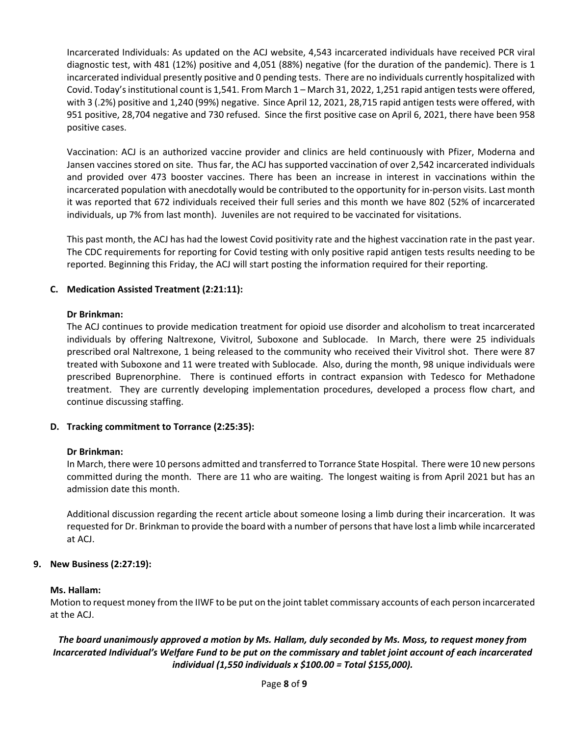Incarcerated Individuals: As updated on the ACJ website, 4,543 incarcerated individuals have received PCR viral diagnostic test, with 481 (12%) positive and 4,051 (88%) negative (for the duration of the pandemic). There is 1 incarcerated individual presently positive and 0 pending tests. There are no individuals currently hospitalized with Covid. Today's institutional count is 1,541. From March 1 – March 31, 2022, 1,251 rapid antigen tests were offered, with 3 (.2%) positive and 1,240 (99%) negative. Since April 12, 2021, 28,715 rapid antigen tests were offered, with 951 positive, 28,704 negative and 730 refused. Since the first positive case on April 6, 2021, there have been 958 positive cases.

Vaccination: ACJ is an authorized vaccine provider and clinics are held continuously with Pfizer, Moderna and Jansen vaccines stored on site. Thus far, the ACJ has supported vaccination of over 2,542 incarcerated individuals and provided over 473 booster vaccines. There has been an increase in interest in vaccinations within the incarcerated population with anecdotally would be contributed to the opportunity for in-person visits. Last month it was reported that 672 individuals received their full series and this month we have 802 (52% of incarcerated individuals, up 7% from last month). Juveniles are not required to be vaccinated for visitations.

This past month, the ACJ has had the lowest Covid positivity rate and the highest vaccination rate in the past year. The CDC requirements for reporting for Covid testing with only positive rapid antigen tests results needing to be reported. Beginning this Friday, the ACJ will start posting the information required for their reporting.

**C. Medication Assisted Treatment (2:21:11):**

**Dr Brinkman:**

The ACJ continues to provide medication treatment for opioid use disorder and alcoholism to treat incarcerated individuals by offering Naltrexone, Vivitrol, Suboxone and Sublocade. In March, there were 25 individuals prescribed oral Naltrexone, 1 being released to the community who received their Vivitrol shot. There were 87 treated with Suboxone and 11 were treated with Sublocade. Also, during the month, 98 unique individuals were prescribed Buprenorphine. There is continued efforts in contract expansion with Tedesco for Methadone treatment. They are currently developing implementation procedures, developed a process flow chart, and continue discussing staffing.

**D. Tracking commitment to Torrance (2:25:35):**

**Dr Brinkman:**

In March, there were 10 persons admitted and transferred to Torrance State Hospital. There were 10 new persons committed during the month. There are 11 who are waiting. The longest waiting is from April 2021 but has an admission date this month.

Additional discussion regarding the recent article about someone losing a limb during their incarceration. It was requested for Dr. Brinkman to provide the board with a number of persons that have lost a limb while incarcerated at ACJ.

**9. New Business (2:27:19):**

**Ms. Hallam:**

Motion to request money from the IIWF to be put on the joint tablet commissary accounts of each person incarcerated at the ACJ.

***The board unanimously approved a motion by Ms. Hallam, duly seconded by Ms. Moss, to request money from Incarcerated Individual's Welfare Fund to be put on the commissary and tablet joint account of each incarcerated individual (1,550 individuals x $100.00 = Total $155,000).***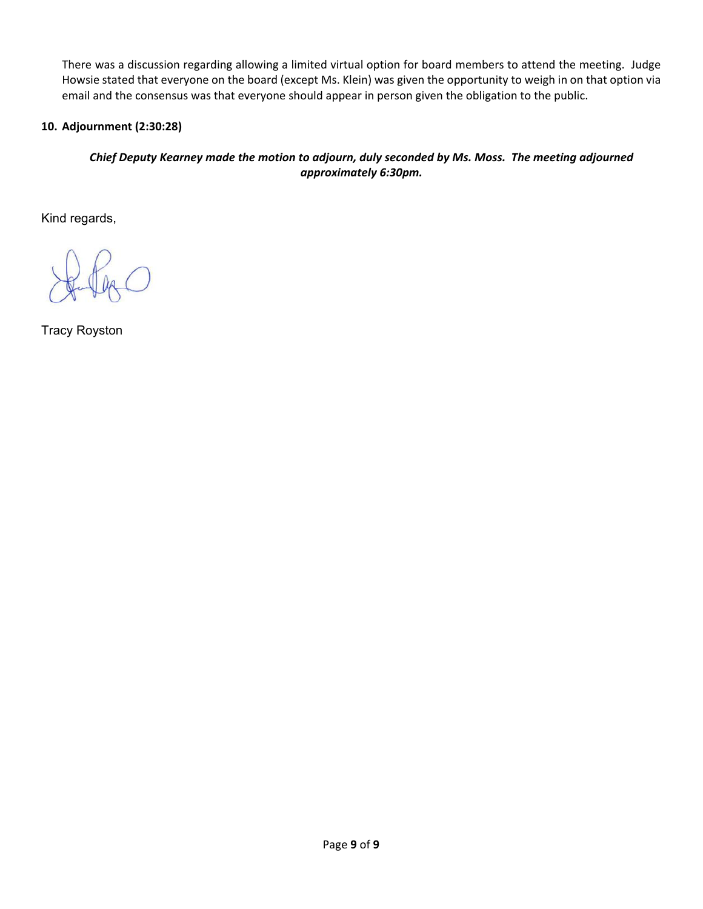There was a discussion regarding allowing a limited virtual option for board members to attend the meeting. Judge Howsie stated that everyone on the board (except Ms. Klein) was given the opportunity to weigh in on that option via email and the consensus was that everyone should appear in person given the obligation to the public.

**10. Adjournment (2:30:28)**

***Chief Deputy Kearney made the motion to adjourn, duly seconded by Ms. Moss. The meeting adjourned approximately 6:30pm.***

Kind regards,

Tracy Royston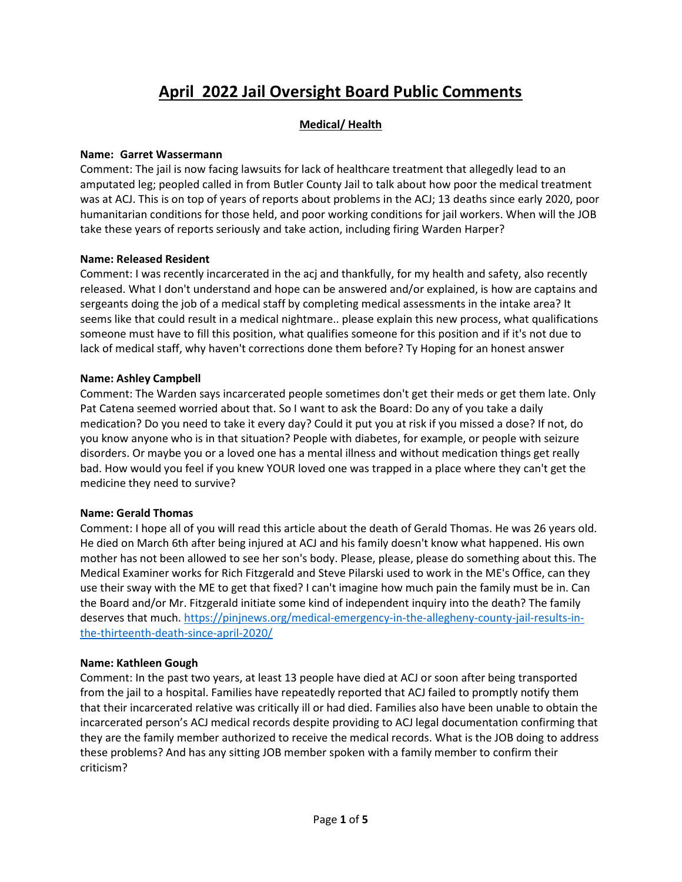# April 2022 Jail Oversight Board Public Comments

## Medical/ Health

**Name: Garret Wassermann**
Comment: The jail is now facing lawsuits for lack of healthcare treatment that allegedly lead to an amputated leg; peopled called in from Butler County Jail to talk about how poor the medical treatment was at ACJ. This is on top of years of reports about problems in the ACJ; 13 deaths since early 2020, poor humanitarian conditions for those held, and poor working conditions for jail workers. When will the JOB take these years of reports seriously and take action, including firing Warden Harper?

**Name: Released Resident**
Comment: I was recently incarcerated in the acj and thankfully, for my health and safety, also recently released. What I don't understand and hope can be answered and/or explained, is how are captains and sergeants doing the job of a medical staff by completing medical assessments in the intake area? It seems like that could result in a medical nightmare.. please explain this new process, what qualifications someone must have to fill this position, what qualifies someone for this position and if it's not due to lack of medical staff, why haven't corrections done them before? Ty Hoping for an honest answer

**Name: Ashley Campbell**
Comment: The Warden says incarcerated people sometimes don't get their meds or get them late. Only Pat Catena seemed worried about that. So I want to ask the Board: Do any of you take a daily medication? Do you need to take it every day? Could it put you at risk if you missed a dose? If not, do you know anyone who is in that situation? People with diabetes, for example, or people with seizure disorders. Or maybe you or a loved one has a mental illness and without medication things get really bad. How would you feel if you knew YOUR loved one was trapped in a place where they can't get the medicine they need to survive?

**Name: Gerald Thomas**
Comment: I hope all of you will read this article about the death of Gerald Thomas. He was 26 years old. He died on March 6th after being injured at ACJ and his family doesn't know what happened. His own mother has not been allowed to see her son's body. Please, please, please do something about this. The Medical Examiner works for Rich Fitzgerald and Steve Pilarski used to work in the ME's Office, can they use their sway with the ME to get that fixed? I can't imagine how much pain the family must be in. Can the Board and/or Mr. Fitzgerald initiate some kind of independent inquiry into the death? The family deserves that much. https://pinjnews.org/medical-emergency-in-the-allegheny-county-jail-results-in-the-thirteenth-death-since-april-2020/

**Name: Kathleen Gough**
Comment: In the past two years, at least 13 people have died at ACJ or soon after being transported from the jail to a hospital. Families have repeatedly reported that ACJ failed to promptly notify them that their incarcerated relative was critically ill or had died. Families also have been unable to obtain the incarcerated person's ACJ medical records despite providing to ACJ legal documentation confirming that they are the family member authorized to receive the medical records. What is the JOB doing to address these problems? And has any sitting JOB member spoken with a family member to confirm their criticism?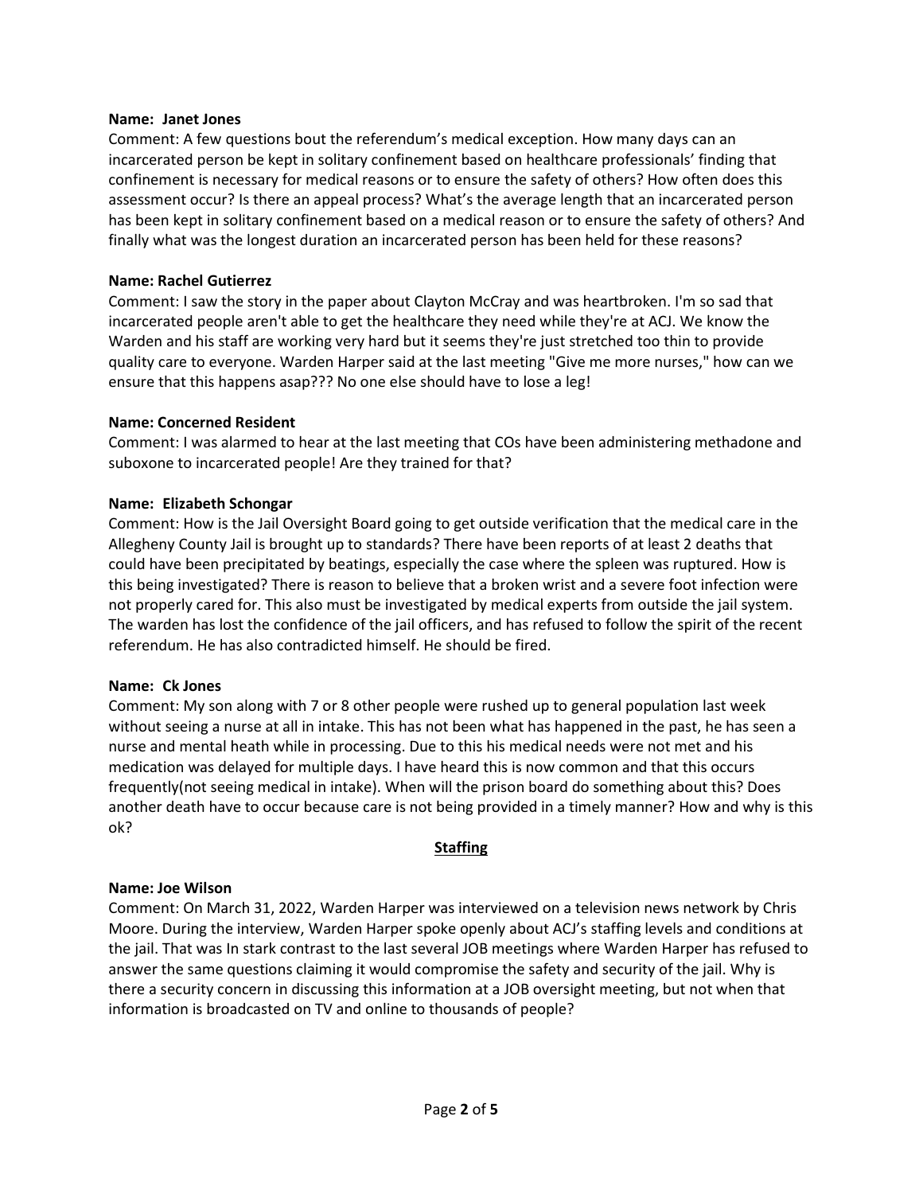**Name: Janet Jones**
Comment: A few questions bout the referendum's medical exception. How many days can an incarcerated person be kept in solitary confinement based on healthcare professionals' finding that confinement is necessary for medical reasons or to ensure the safety of others? How often does this assessment occur? Is there an appeal process? What's the average length that an incarcerated person has been kept in solitary confinement based on a medical reason or to ensure the safety of others? And finally what was the longest duration an incarcerated person has been held for these reasons?

**Name: Rachel Gutierrez**
Comment: I saw the story in the paper about Clayton McCray and was heartbroken. I'm so sad that incarcerated people aren't able to get the healthcare they need while they're at ACJ. We know the Warden and his staff are working very hard but it seems they're just stretched too thin to provide quality care to everyone. Warden Harper said at the last meeting "Give me more nurses," how can we ensure that this happens asap??? No one else should have to lose a leg!

**Name: Concerned Resident**
Comment: I was alarmed to hear at the last meeting that COs have been administering methadone and suboxone to incarcerated people! Are they trained for that?

**Name: Elizabeth Schongar**
Comment: How is the Jail Oversight Board going to get outside verification that the medical care in the Allegheny County Jail is brought up to standards? There have been reports of at least 2 deaths that could have been precipitated by beatings, especially the case where the spleen was ruptured. How is this being investigated? There is reason to believe that a broken wrist and a severe foot infection were not properly cared for. This also must be investigated by medical experts from outside the jail system. The warden has lost the confidence of the jail officers, and has refused to follow the spirit of the recent referendum. He has also contradicted himself. He should be fired.

**Name: Ck Jones**
Comment: My son along with 7 or 8 other people were rushed up to general population last week without seeing a nurse at all in intake. This has not been what has happened in the past, he has seen a nurse and mental heath while in processing. Due to this his medical needs were not met and his medication was delayed for multiple days. I have heard this is now common and that this occurs frequently(not seeing medical in intake). When will the prison board do something about this? Does another death have to occur because care is not being provided in a timely manner? How and why is this ok?

## Staffing

**Name: Joe Wilson**
Comment: On March 31, 2022, Warden Harper was interviewed on a television news network by Chris Moore. During the interview, Warden Harper spoke openly about ACJ's staffing levels and conditions at the jail. That was In stark contrast to the last several JOB meetings where Warden Harper has refused to answer the same questions claiming it would compromise the safety and security of the jail. Why is there a security concern in discussing this information at a JOB oversight meeting, but not when that information is broadcasted on TV and online to thousands of people?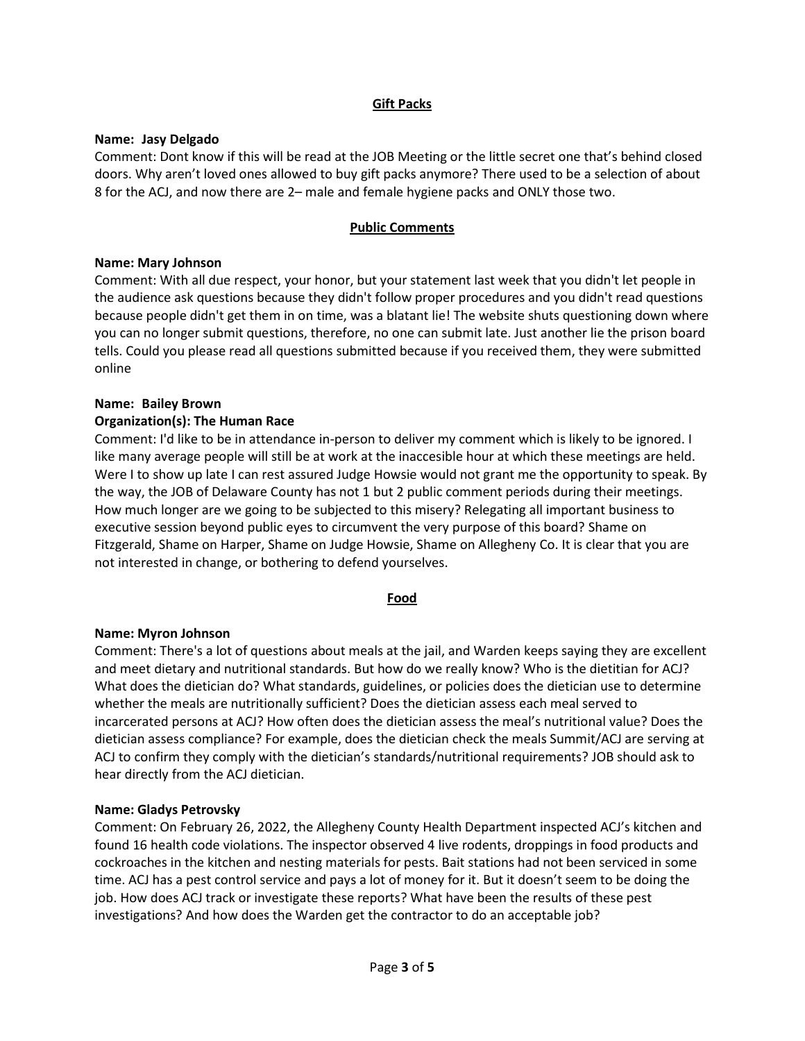## Gift Packs

**Name: Jasy Delgado**

Comment: Dont know if this will be read at the JOB Meeting or the little secret one that's behind closed doors. Why aren't loved ones allowed to buy gift packs anymore? There used to be a selection of about 8 for the ACJ, and now there are 2– male and female hygiene packs and ONLY those two.

## Public Comments

**Name: Mary Johnson**

Comment: With all due respect, your honor, but your statement last week that you didn't let people in the audience ask questions because they didn't follow proper procedures and you didn't read questions because people didn't get them in on time, was a blatant lie! The website shuts questioning down where you can no longer submit questions, therefore, no one can submit late. Just another lie the prison board tells. Could you please read all questions submitted because if you received them, they were submitted online

**Name: Bailey Brown**

**Organization(s): The Human Race**

Comment: I'd like to be in attendance in-person to deliver my comment which is likely to be ignored. I like many average people will still be at work at the inaccesible hour at which these meetings are held. Were I to show up late I can rest assured Judge Howsie would not grant me the opportunity to speak. By the way, the JOB of Delaware County has not 1 but 2 public comment periods during their meetings. How much longer are we going to be subjected to this misery? Relegating all important business to executive session beyond public eyes to circumvent the very purpose of this board? Shame on Fitzgerald, Shame on Harper, Shame on Judge Howsie, Shame on Allegheny Co. It is clear that you are not interested in change, or bothering to defend yourselves.

## Food

**Name: Myron Johnson**

Comment: There's a lot of questions about meals at the jail, and Warden keeps saying they are excellent and meet dietary and nutritional standards. But how do we really know? Who is the dietitian for ACJ? What does the dietician do? What standards, guidelines, or policies does the dietician use to determine whether the meals are nutritionally sufficient? Does the dietician assess each meal served to incarcerated persons at ACJ? How often does the dietician assess the meal's nutritional value? Does the dietician assess compliance? For example, does the dietician check the meals Summit/ACJ are serving at ACJ to confirm they comply with the dietician's standards/nutritional requirements? JOB should ask to hear directly from the ACJ dietician.

**Name: Gladys Petrovsky**

Comment: On February 26, 2022, the Allegheny County Health Department inspected ACJ's kitchen and found 16 health code violations. The inspector observed 4 live rodents, droppings in food products and cockroaches in the kitchen and nesting materials for pests. Bait stations had not been serviced in some time. ACJ has a pest control service and pays a lot of money for it. But it doesn't seem to be doing the job. How does ACJ track or investigate these reports? What have been the results of these pest investigations? And how does the Warden get the contractor to do an acceptable job?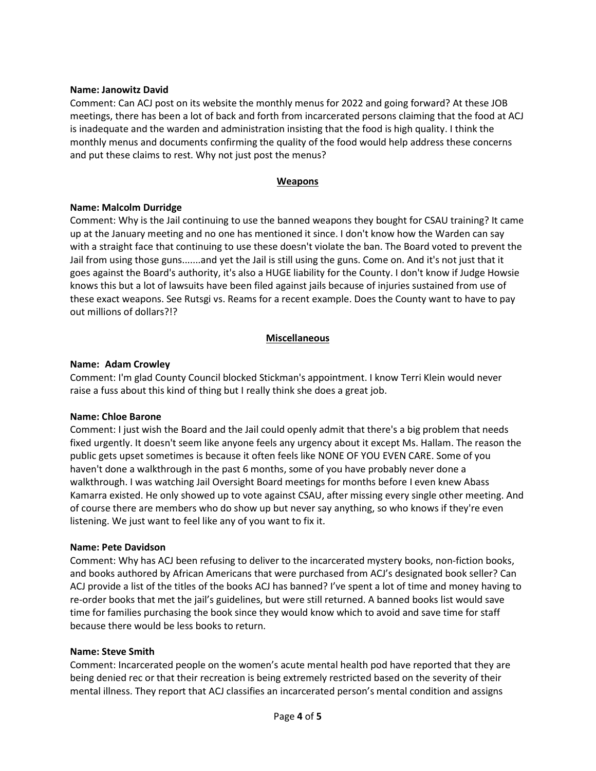**Name: Janowitz David**
Comment: Can ACJ post on its website the monthly menus for 2022 and going forward? At these JOB meetings, there has been a lot of back and forth from incarcerated persons claiming that the food at ACJ is inadequate and the warden and administration insisting that the food is high quality. I think the monthly menus and documents confirming the quality of the food would help address these concerns and put these claims to rest. Why not just post the menus?

## Weapons

**Name: Malcolm Durridge**
Comment: Why is the Jail continuing to use the banned weapons they bought for CSAU training? It came up at the January meeting and no one has mentioned it since. I don't know how the Warden can say with a straight face that continuing to use these doesn't violate the ban. The Board voted to prevent the Jail from using those guns.......and yet the Jail is still using the guns. Come on. And it's not just that it goes against the Board's authority, it's also a HUGE liability for the County. I don't know if Judge Howsie knows this but a lot of lawsuits have been filed against jails because of injuries sustained from use of these exact weapons. See Rutsgi vs. Reams for a recent example. Does the County want to have to pay out millions of dollars?!?

## Miscellaneous

**Name: Adam Crowley**
Comment: I'm glad County Council blocked Stickman's appointment. I know Terri Klein would never raise a fuss about this kind of thing but I really think she does a great job.

**Name: Chloe Barone**
Comment: I just wish the Board and the Jail could openly admit that there's a big problem that needs fixed urgently. It doesn't seem like anyone feels any urgency about it except Ms. Hallam. The reason the public gets upset sometimes is because it often feels like NONE OF YOU EVEN CARE. Some of you haven't done a walkthrough in the past 6 months, some of you have probably never done a walkthrough. I was watching Jail Oversight Board meetings for months before I even knew Abass Kamarra existed. He only showed up to vote against CSAU, after missing every single other meeting. And of course there are members who do show up but never say anything, so who knows if they're even listening. We just want to feel like any of you want to fix it.

**Name: Pete Davidson**
Comment: Why has ACJ been refusing to deliver to the incarcerated mystery books, non-fiction books, and books authored by African Americans that were purchased from ACJ's designated book seller? Can ACJ provide a list of the titles of the books ACJ has banned? I've spent a lot of time and money having to re-order books that met the jail's guidelines, but were still returned. A banned books list would save time for families purchasing the book since they would know which to avoid and save time for staff because there would be less books to return.

**Name: Steve Smith**
Comment: Incarcerated people on the women's acute mental health pod have reported that they are being denied rec or that their recreation is being extremely restricted based on the severity of their mental illness. They report that ACJ classifies an incarcerated person's mental condition and assigns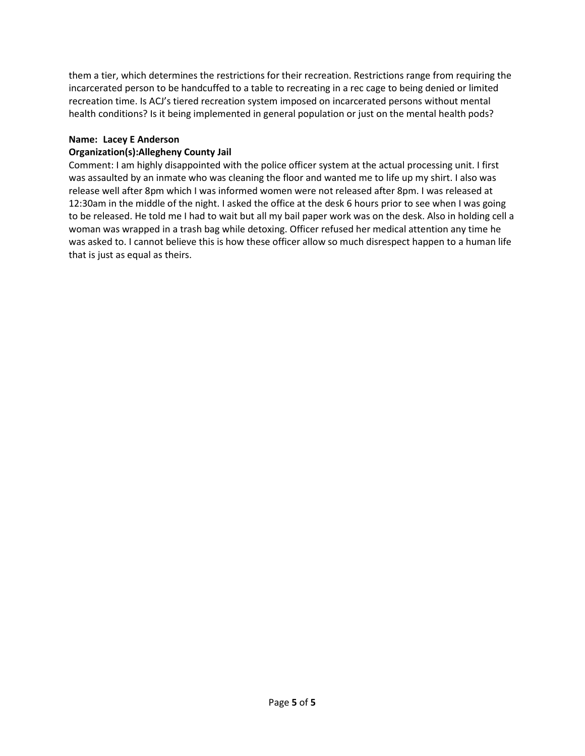them a tier, which determines the restrictions for their recreation. Restrictions range from requiring the incarcerated person to be handcuffed to a table to recreating in a rec cage to being denied or limited recreation time. Is ACJ's tiered recreation system imposed on incarcerated persons without mental health conditions? Is it being implemented in general population or just on the mental health pods?

**Name: Lacey E Anderson**
**Organization(s):Allegheny County Jail**
Comment: I am highly disappointed with the police officer system at the actual processing unit. I first was assaulted by an inmate who was cleaning the floor and wanted me to life up my shirt. I also was release well after 8pm which I was informed women were not released after 8pm. I was released at 12:30am in the middle of the night. I asked the office at the desk 6 hours prior to see when I was going to be released. He told me I had to wait but all my bail paper work was on the desk. Also in holding cell a woman was wrapped in a trash bag while detoxing. Officer refused her medical attention any time he was asked to. I cannot believe this is how these officer allow so much disrespect happen to a human life that is just as equal as theirs.